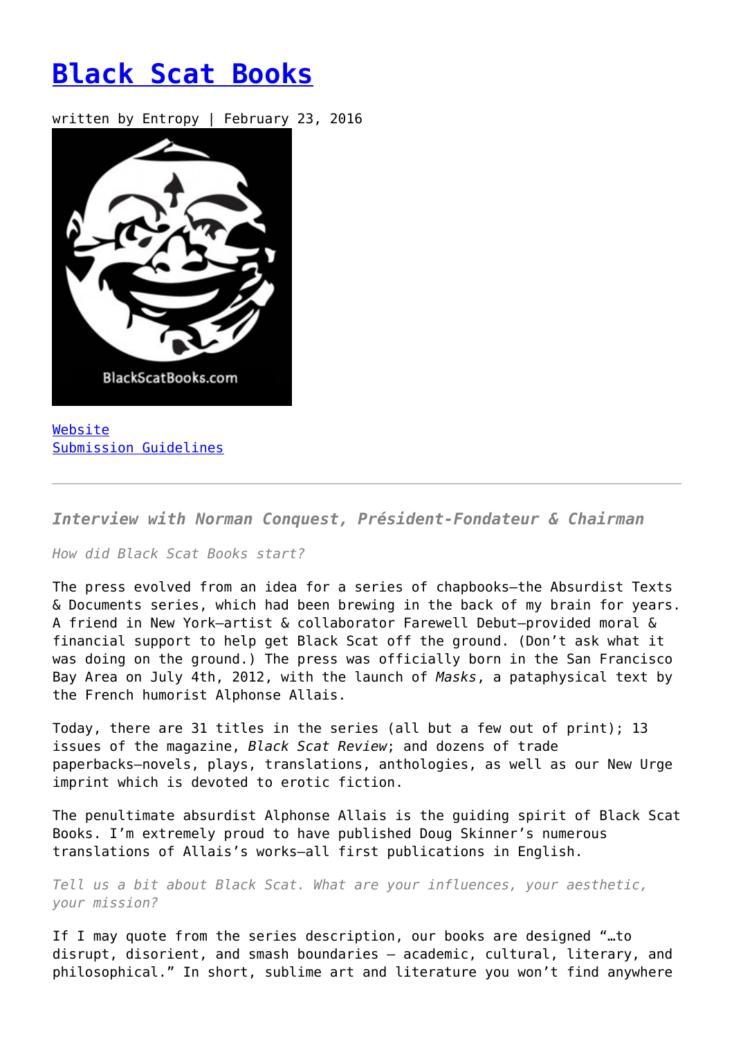# [Black Scat Books]

written by Entropy | February 23, 2016

[Website]
[Submission Guidelines]

---

### *Interview with Norman Conquest, Président-Fondateur & Chairman*

*How did Black Scat Books start?*

The press evolved from an idea for a series of chapbooks—the Absurdist Texts & Documents series, which had been brewing in the back of my brain for years. A friend in New York—artist & collaborator Farewell Debut—provided moral & financial support to help get Black Scat off the ground. (Don't ask what it was doing on the ground.) The press was officially born in the San Francisco Bay Area on July 4th, 2012, with the launch of *Masks*, a pataphysical text by the French humorist Alphonse Allais.

Today, there are 31 titles in the series (all but a few out of print); 13 issues of the magazine, *Black Scat Review*; and dozens of trade paperbacks—novels, plays, translations, anthologies, as well as our New Urge imprint which is devoted to erotic fiction.

The penultimate absurdist Alphonse Allais is the guiding spirit of Black Scat Books. I'm extremely proud to have published Doug Skinner's numerous translations of Allais's works—all first publications in English.

*Tell us a bit about Black Scat. What are your influences, your aesthetic, your mission?*

If I may quote from the series description, our books are designed "…to disrupt, disorient, and smash boundaries — academic, cultural, literary, and philosophical." In short, sublime art and literature you won't find anywhere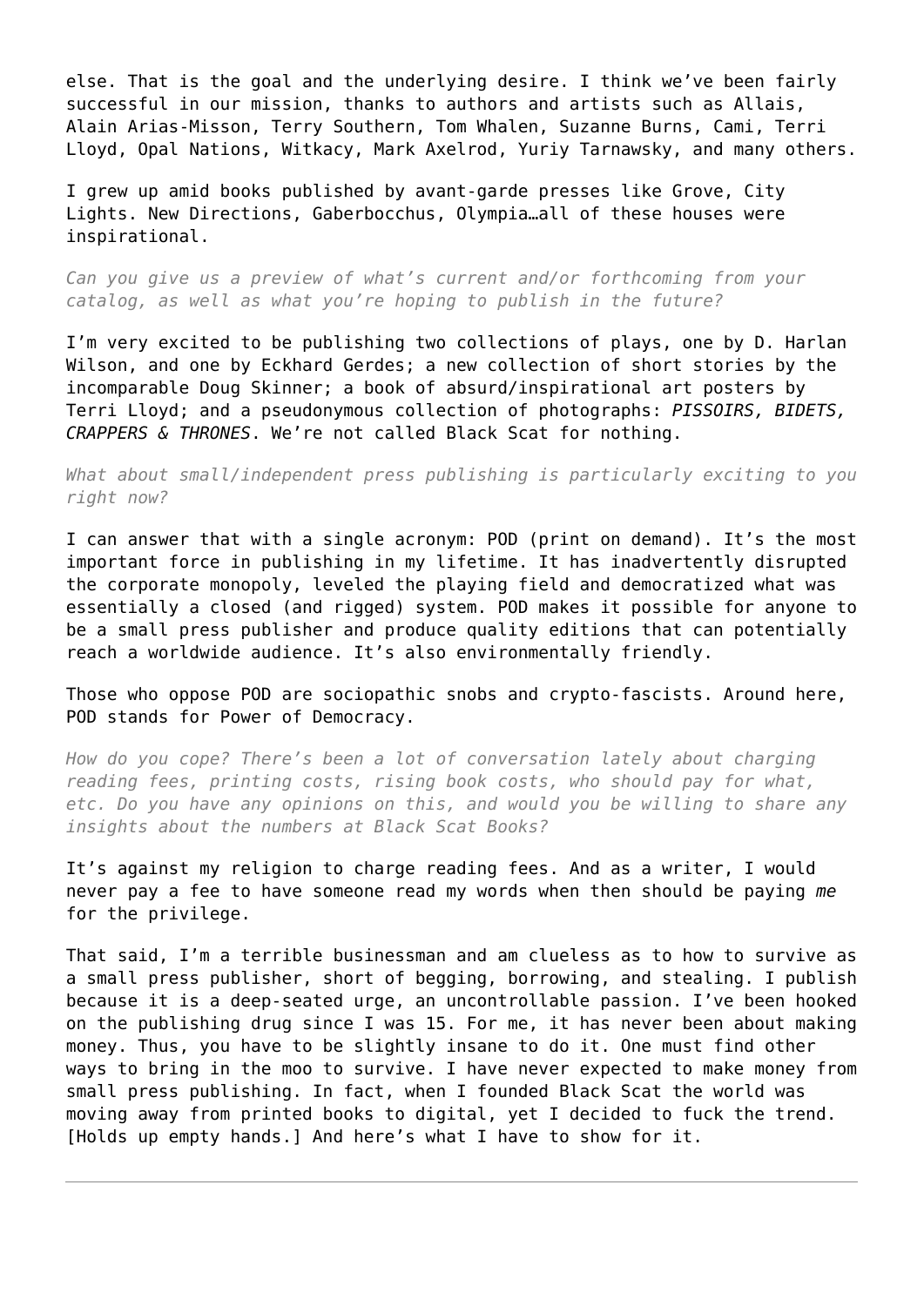else. That is the goal and the underlying desire. I think we've been fairly successful in our mission, thanks to authors and artists such as Allais, Alain Arias-Misson, Terry Southern, Tom Whalen, Suzanne Burns, Cami, Terri Lloyd, Opal Nations, Witkacy, Mark Axelrod, Yuriy Tarnawsky, and many others.

I grew up amid books published by avant-garde presses like Grove, City Lights. New Directions, Gaberbocchus, Olympia…all of these houses were inspirational.

*Can you give us a preview of what's current and/or forthcoming from your catalog, as well as what you're hoping to publish in the future?*

I'm very excited to be publishing two collections of plays, one by D. Harlan Wilson, and one by Eckhard Gerdes; a new collection of short stories by the incomparable Doug Skinner; a book of absurd/inspirational art posters by Terri Lloyd; and a pseudonymous collection of photographs: *PISSOIRS, BIDETS, CRAPPERS & THRONES*. We're not called Black Scat for nothing.

*What about small/independent press publishing is particularly exciting to you right now?*

I can answer that with a single acronym: POD (print on demand). It's the most important force in publishing in my lifetime. It has inadvertently disrupted the corporate monopoly, leveled the playing field and democratized what was essentially a closed (and rigged) system. POD makes it possible for anyone to be a small press publisher and produce quality editions that can potentially reach a worldwide audience. It's also environmentally friendly.

Those who oppose POD are sociopathic snobs and crypto-fascists. Around here, POD stands for Power of Democracy.

*How do you cope? There's been a lot of conversation lately about charging reading fees, printing costs, rising book costs, who should pay for what, etc. Do you have any opinions on this, and would you be willing to share any insights about the numbers at Black Scat Books?*

It's against my religion to charge reading fees. And as a writer, I would never pay a fee to have someone read my words when then should be paying *me* for the privilege.

That said, I'm a terrible businessman and am clueless as to how to survive as a small press publisher, short of begging, borrowing, and stealing. I publish because it is a deep-seated urge, an uncontrollable passion. I've been hooked on the publishing drug since I was 15. For me, it has never been about making money. Thus, you have to be slightly insane to do it. One must find other ways to bring in the moo to survive. I have never expected to make money from small press publishing. In fact, when I founded Black Scat the world was moving away from printed books to digital, yet I decided to fuck the trend. [Holds up empty hands.] And here's what I have to show for it.

---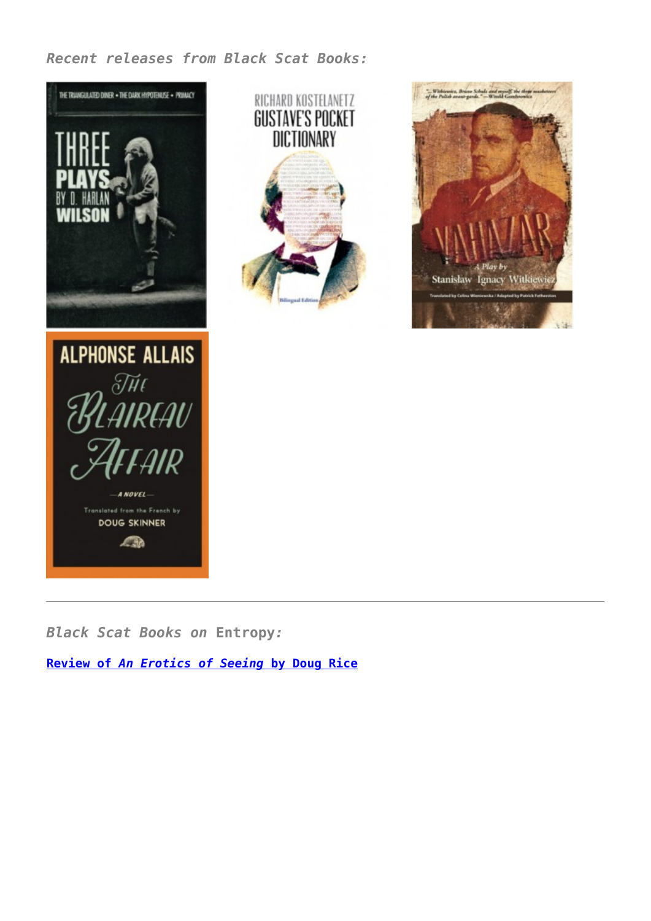***Recent releases from Black Scat Books:***

---

***Black Scat Books on* Entropy:**

[**Review of *An Erotics of Seeing* by Doug Rice**]()